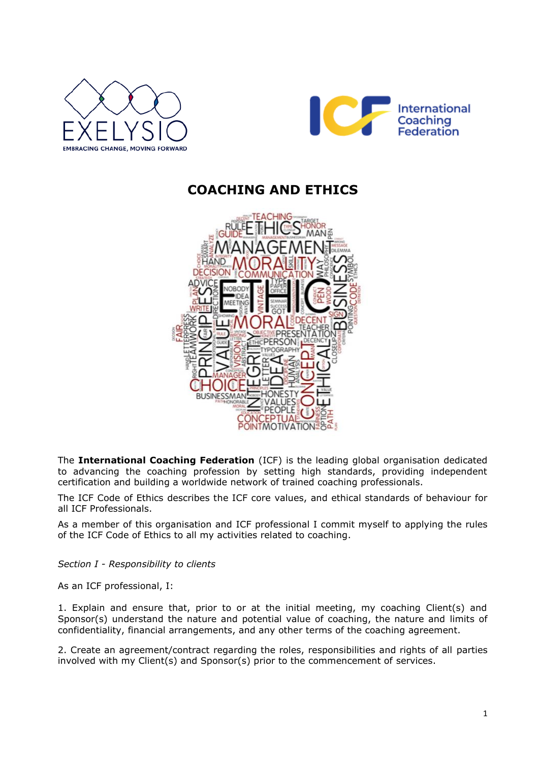# COACHING AND ETHICS

The **International Coaching Federation** (ICF) is the leading global organisation dedicated to advancing the coaching profession by setting high standards, providing independent certification and building a worldwide network of trained coaching professionals.

The ICF Code of Ethics describes the ICF core values, and ethical standards of behaviour for all ICF Professionals.

As a member of this organisation and ICF professional I commit myself to applying the rules of the ICF Code of Ethics to all my activities related to coaching.

*Section I - Responsibility to clients*

As an ICF professional, I:

1. Explain and ensure that, prior to or at the initial meeting, my coaching Client(s) and Sponsor(s) understand the nature and potential value of coaching, the nature and limits of confidentiality, financial arrangements, and any other terms of the coaching agreement.

2. Create an agreement/contract regarding the roles, responsibilities and rights of all parties involved with my Client(s) and Sponsor(s) prior to the commencement of services.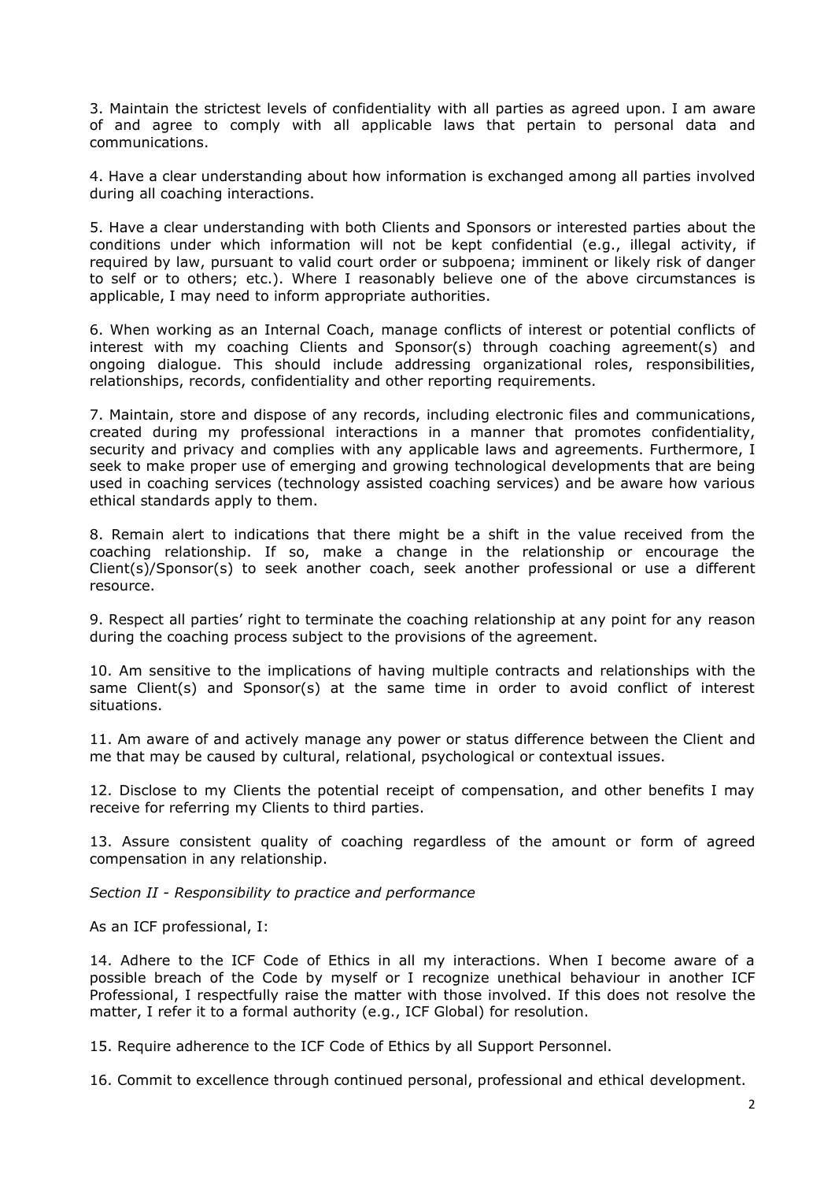3. Maintain the strictest levels of confidentiality with all parties as agreed upon. I am aware of and agree to comply with all applicable laws that pertain to personal data and communications.

4. Have a clear understanding about how information is exchanged among all parties involved during all coaching interactions.

5. Have a clear understanding with both Clients and Sponsors or interested parties about the conditions under which information will not be kept confidential (e.g., illegal activity, if required by law, pursuant to valid court order or subpoena; imminent or likely risk of danger to self or to others; etc.). Where I reasonably believe one of the above circumstances is applicable, I may need to inform appropriate authorities.

6. When working as an Internal Coach, manage conflicts of interest or potential conflicts of interest with my coaching Clients and Sponsor(s) through coaching agreement(s) and ongoing dialogue. This should include addressing organizational roles, responsibilities, relationships, records, confidentiality and other reporting requirements.

7. Maintain, store and dispose of any records, including electronic files and communications, created during my professional interactions in a manner that promotes confidentiality, security and privacy and complies with any applicable laws and agreements. Furthermore, I seek to make proper use of emerging and growing technological developments that are being used in coaching services (technology assisted coaching services) and be aware how various ethical standards apply to them.

8. Remain alert to indications that there might be a shift in the value received from the coaching relationship. If so, make a change in the relationship or encourage the Client(s)/Sponsor(s) to seek another coach, seek another professional or use a different resource.

9. Respect all parties' right to terminate the coaching relationship at any point for any reason during the coaching process subject to the provisions of the agreement.

10. Am sensitive to the implications of having multiple contracts and relationships with the same Client(s) and Sponsor(s) at the same time in order to avoid conflict of interest situations.

11. Am aware of and actively manage any power or status difference between the Client and me that may be caused by cultural, relational, psychological or contextual issues.

12. Disclose to my Clients the potential receipt of compensation, and other benefits I may receive for referring my Clients to third parties.

13. Assure consistent quality of coaching regardless of the amount or form of agreed compensation in any relationship.

*Section II - Responsibility to practice and performance*

As an ICF professional, I:

14. Adhere to the ICF Code of Ethics in all my interactions. When I become aware of a possible breach of the Code by myself or I recognize unethical behaviour in another ICF Professional, I respectfully raise the matter with those involved. If this does not resolve the matter, I refer it to a formal authority (e.g., ICF Global) for resolution.

15. Require adherence to the ICF Code of Ethics by all Support Personnel.

16. Commit to excellence through continued personal, professional and ethical development.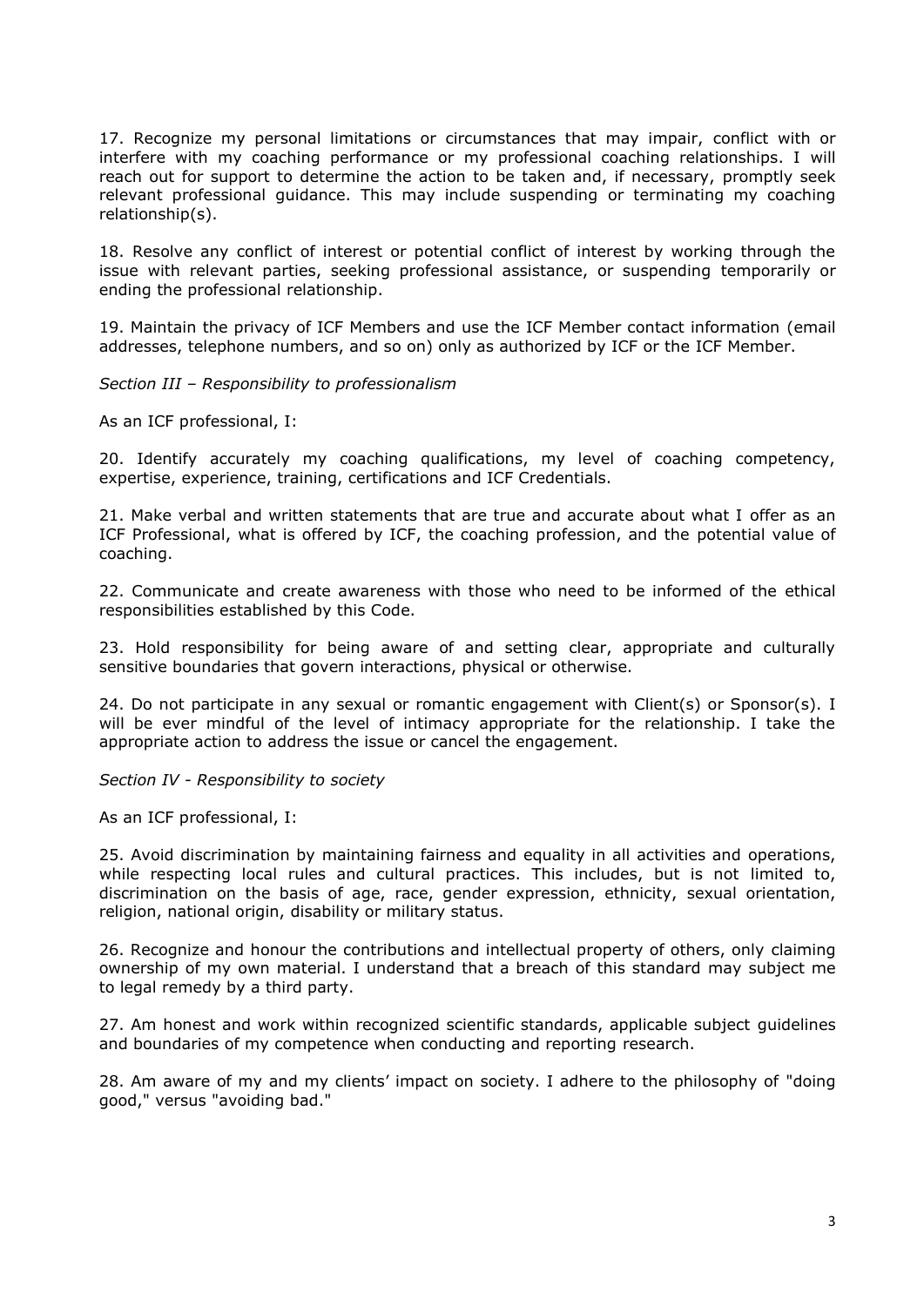17. Recognize my personal limitations or circumstances that may impair, conflict with or interfere with my coaching performance or my professional coaching relationships. I will reach out for support to determine the action to be taken and, if necessary, promptly seek relevant professional guidance. This may include suspending or terminating my coaching relationship(s).

18. Resolve any conflict of interest or potential conflict of interest by working through the issue with relevant parties, seeking professional assistance, or suspending temporarily or ending the professional relationship.

19. Maintain the privacy of ICF Members and use the ICF Member contact information (email addresses, telephone numbers, and so on) only as authorized by ICF or the ICF Member.

*Section III – Responsibility to professionalism*

As an ICF professional, I:

20. Identify accurately my coaching qualifications, my level of coaching competency, expertise, experience, training, certifications and ICF Credentials.

21. Make verbal and written statements that are true and accurate about what I offer as an ICF Professional, what is offered by ICF, the coaching profession, and the potential value of coaching.

22. Communicate and create awareness with those who need to be informed of the ethical responsibilities established by this Code.

23. Hold responsibility for being aware of and setting clear, appropriate and culturally sensitive boundaries that govern interactions, physical or otherwise.

24. Do not participate in any sexual or romantic engagement with Client(s) or Sponsor(s). I will be ever mindful of the level of intimacy appropriate for the relationship. I take the appropriate action to address the issue or cancel the engagement.

*Section IV - Responsibility to society*

As an ICF professional, I:

25. Avoid discrimination by maintaining fairness and equality in all activities and operations, while respecting local rules and cultural practices. This includes, but is not limited to, discrimination on the basis of age, race, gender expression, ethnicity, sexual orientation, religion, national origin, disability or military status.

26. Recognize and honour the contributions and intellectual property of others, only claiming ownership of my own material. I understand that a breach of this standard may subject me to legal remedy by a third party.

27. Am honest and work within recognized scientific standards, applicable subject guidelines and boundaries of my competence when conducting and reporting research.

28. Am aware of my and my clients' impact on society. I adhere to the philosophy of "doing good," versus "avoiding bad."